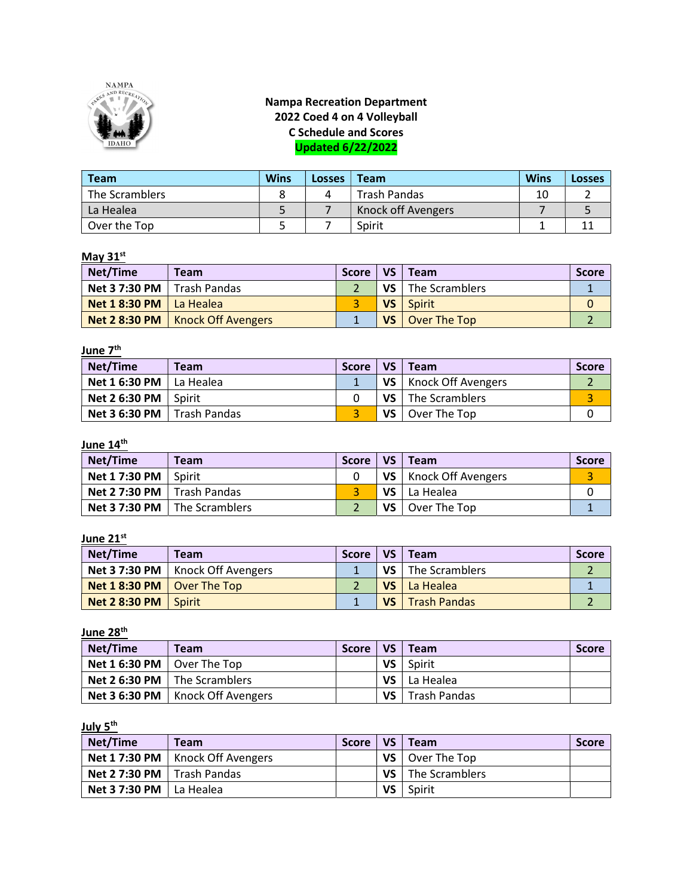**Nampa Recreation Department**
**2022 Coed 4 on 4 Volleyball**
**C Schedule and Scores**
**Updated 6/22/2022**

| Team | Wins | Losses | Team | Wins | Losses |
|---|---|---|---|---|---|
| The Scramblers | 8 | 4 | Trash Pandas | 10 | 2 |
| La Healea | 5 | 7 | Knock off Avengers | 7 | 5 |
| Over the Top | 5 | 7 | Spirit | 1 | 11 |

**May 31st**

| Net/Time | Team | Score | VS | Team | Score |
|---|---|---|---|---|---|
| Net 3 7:30 PM | Trash Pandas | 2 | VS | The Scramblers | 1 |
| Net 1 8:30 PM | La Healea | 3 | VS | Spirit | 0 |
| Net 2 8:30 PM | Knock Off Avengers | 1 | VS | Over The Top | 2 |

**June 7th**

| Net/Time | Team | Score | VS | Team | Score |
|---|---|---|---|---|---|
| Net 1 6:30 PM | La Healea | 1 | VS | Knock Off Avengers | 2 |
| Net 2 6:30 PM | Spirit | 0 | VS | The Scramblers | 3 |
| Net 3 6:30 PM | Trash Pandas | 3 | VS | Over The Top | 0 |

**June 14th**

| Net/Time | Team | Score | VS | Team | Score |
|---|---|---|---|---|---|
| Net 1 7:30 PM | Spirit | 0 | VS | Knock Off Avengers | 3 |
| Net 2 7:30 PM | Trash Pandas | 3 | VS | La Healea | 0 |
| Net 3 7:30 PM | The Scramblers | 2 | VS | Over The Top | 1 |

**June 21st**

| Net/Time | Team | Score | VS | Team | Score |
|---|---|---|---|---|---|
| Net 3 7:30 PM | Knock Off Avengers | 1 | VS | The Scramblers | 2 |
| Net 1 8:30 PM | Over The Top | 2 | VS | La Healea | 1 |
| Net 2 8:30 PM | Spirit | 1 | VS | Trash Pandas | 2 |

**June 28th**

| Net/Time | Team | Score | VS | Team | Score |
|---|---|---|---|---|---|
| Net 1 6:30 PM | Over The Top | | VS | Spirit | |
| Net 2 6:30 PM | The Scramblers | | VS | La Healea | |
| Net 3 6:30 PM | Knock Off Avengers | | VS | Trash Pandas | |

**July 5th**

| Net/Time | Team | Score | VS | Team | Score |
|---|---|---|---|---|---|
| Net 1 7:30 PM | Knock Off Avengers | | VS | Over The Top | |
| Net 2 7:30 PM | Trash Pandas | | VS | The Scramblers | |
| Net 3 7:30 PM | La Healea | | VS | Spirit | |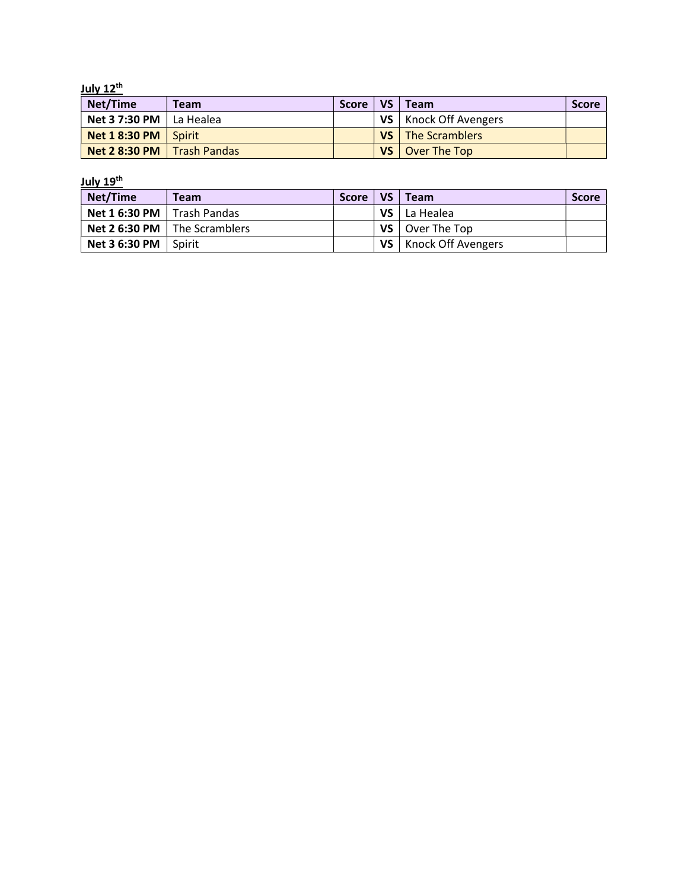**July 12th**

| Net/Time | Team | Score | VS | Team | Score |
|---|---|---|---|---|---|
| **Net 3 7:30 PM** | La Healea | | **VS** | Knock Off Avengers | |
| **Net 1 8:30 PM** | Spirit | | **VS** | The Scramblers | |
| **Net 2 8:30 PM** | Trash Pandas | | **VS** | Over The Top | |

**July 19th**

| Net/Time | Team | Score | VS | Team | Score |
|---|---|---|---|---|---|
| **Net 1 6:30 PM** | Trash Pandas | | **VS** | La Healea | |
| **Net 2 6:30 PM** | The Scramblers | | **VS** | Over The Top | |
| **Net 3 6:30 PM** | Spirit | | **VS** | Knock Off Avengers | |